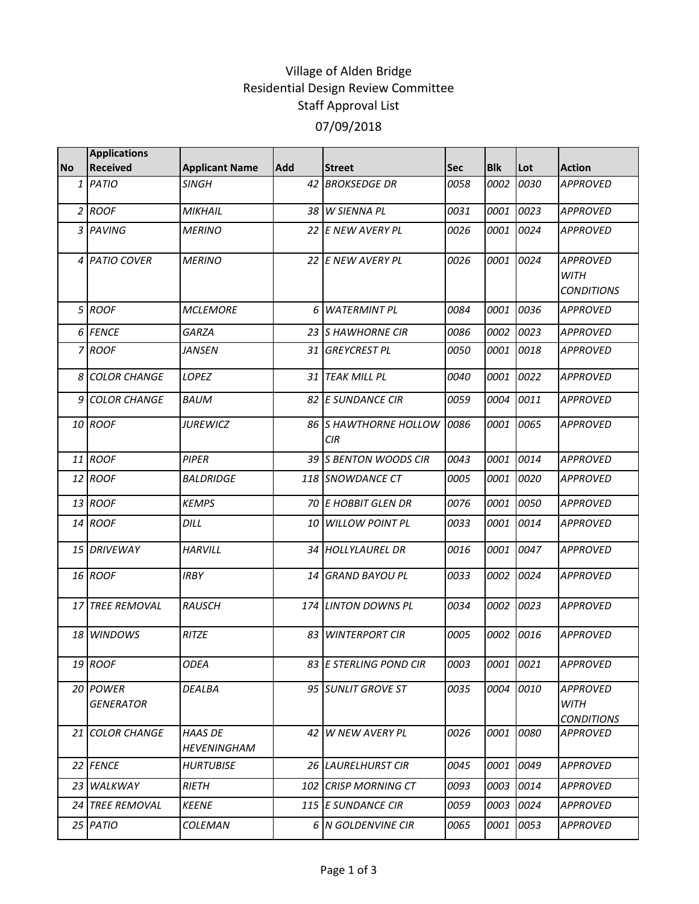Village of Alden Bridge
Residential Design Review Committee
Staff Approval List
07/09/2018

| No | Applications Received | Applicant Name | Add | Street | Sec | Blk | Lot | Action |
|---|---|---|---|---|---|---|---|---|
| 1 | PATIO | SINGH | 42 | BROKSEDGE DR | 0058 | 0002 | 0030 | APPROVED |
| 2 | ROOF | MIKHAIL | 38 | W SIENNA PL | 0031 | 0001 | 0023 | APPROVED |
| 3 | PAVING | MERINO | 22 | E NEW AVERY PL | 0026 | 0001 | 0024 | APPROVED |
| 4 | PATIO COVER | MERINO | 22 | E NEW AVERY PL | 0026 | 0001 | 0024 | APPROVED WITH CONDITIONS |
| 5 | ROOF | MCLEMORE | 6 | WATERMINT PL | 0084 | 0001 | 0036 | APPROVED |
| 6 | FENCE | GARZA | 23 | S HAWHORNE CIR | 0086 | 0002 | 0023 | APPROVED |
| 7 | ROOF | JANSEN | 31 | GREYCREST PL | 0050 | 0001 | 0018 | APPROVED |
| 8 | COLOR CHANGE | LOPEZ | 31 | TEAK MILL PL | 0040 | 0001 | 0022 | APPROVED |
| 9 | COLOR CHANGE | BAUM | 82 | E SUNDANCE CIR | 0059 | 0004 | 0011 | APPROVED |
| 10 | ROOF | JUREWICZ | 86 | S HAWTHORNE HOLLOW CIR | 0086 | 0001 | 0065 | APPROVED |
| 11 | ROOF | PIPER | 39 | S BENTON WOODS CIR | 0043 | 0001 | 0014 | APPROVED |
| 12 | ROOF | BALDRIDGE | 118 | SNOWDANCE CT | 0005 | 0001 | 0020 | APPROVED |
| 13 | ROOF | KEMPS | 70 | E HOBBIT GLEN DR | 0076 | 0001 | 0050 | APPROVED |
| 14 | ROOF | DILL | 10 | WILLOW POINT PL | 0033 | 0001 | 0014 | APPROVED |
| 15 | DRIVEWAY | HARVILL | 34 | HOLLYLAUREL DR | 0016 | 0001 | 0047 | APPROVED |
| 16 | ROOF | IRBY | 14 | GRAND BAYOU PL | 0033 | 0002 | 0024 | APPROVED |
| 17 | TREE REMOVAL | RAUSCH | 174 | LINTON DOWNS PL | 0034 | 0002 | 0023 | APPROVED |
| 18 | WINDOWS | RITZE | 83 | WINTERPORT CIR | 0005 | 0002 | 0016 | APPROVED |
| 19 | ROOF | ODEA | 83 | E STERLING POND CIR | 0003 | 0001 | 0021 | APPROVED |
| 20 | POWER GENERATOR | DEALBA | 95 | SUNLIT GROVE ST | 0035 | 0004 | 0010 | APPROVED WITH CONDITIONS |
| 21 | COLOR CHANGE | HAAS DE HEVENINGHAM | 42 | W NEW AVERY PL | 0026 | 0001 | 0080 | APPROVED |
| 22 | FENCE | HURTUBISE | 26 | LAURELHURST CIR | 0045 | 0001 | 0049 | APPROVED |
| 23 | WALKWAY | RIETH | 102 | CRISP MORNING CT | 0093 | 0003 | 0014 | APPROVED |
| 24 | TREE REMOVAL | KEENE | 115 | E SUNDANCE CIR | 0059 | 0003 | 0024 | APPROVED |
| 25 | PATIO | COLEMAN | 6 | N GOLDENVINE CIR | 0065 | 0001 | 0053 | APPROVED |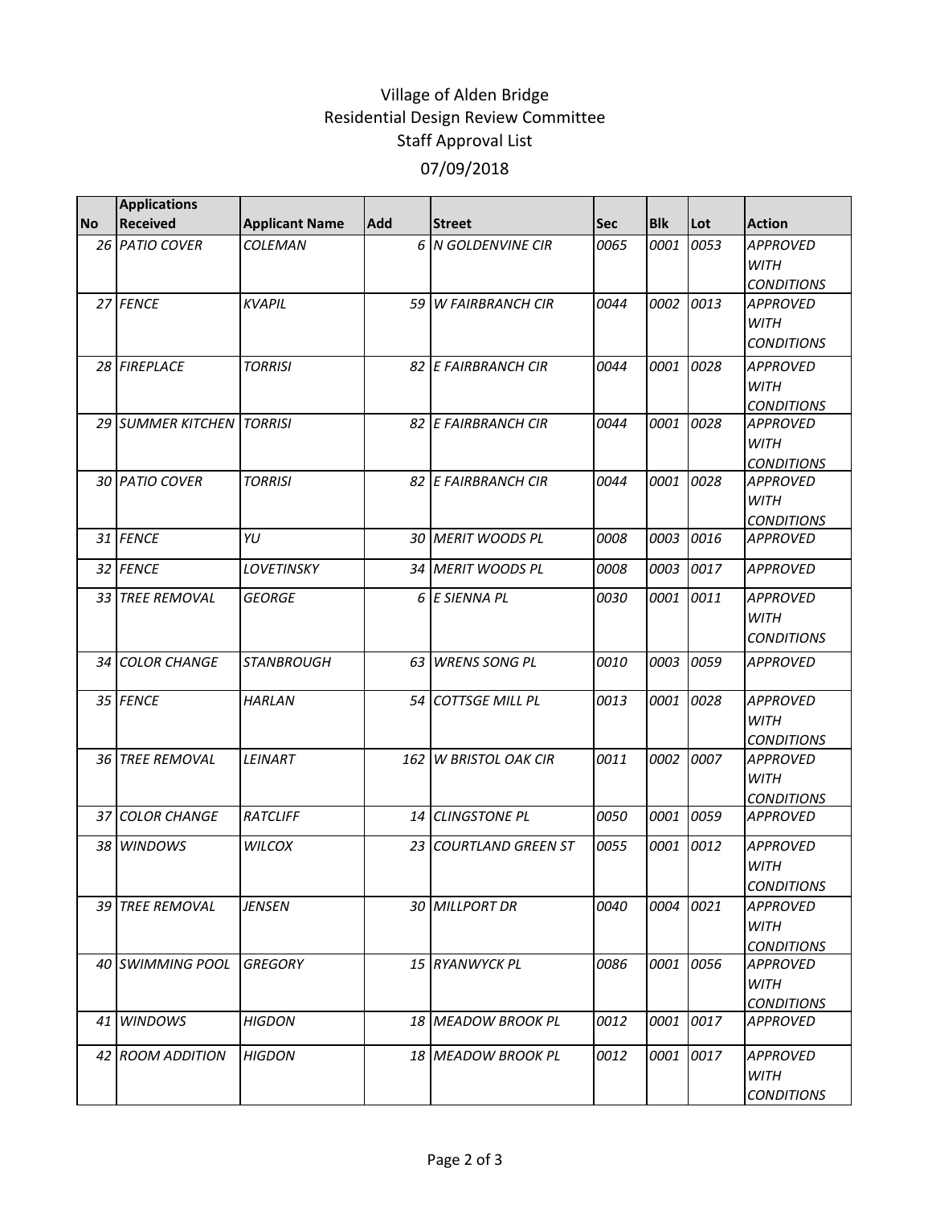# Village of Alden Bridge
## Residential Design Review Committee
## Staff Approval List
## 07/09/2018

| No | Applications Received | Applicant Name | Add | Street | Sec | Blk | Lot | Action |
|---|---|---|---|---|---|---|---|---|
| 26 | PATIO COVER | COLEMAN | 6 | N GOLDENVINE CIR | 0065 | 0001 | 0053 | APPROVED WITH CONDITIONS |
| 27 | FENCE | KVAPIL | 59 | W FAIRBRANCH CIR | 0044 | 0002 | 0013 | APPROVED WITH CONDITIONS |
| 28 | FIREPLACE | TORRISI | 82 | E FAIRBRANCH CIR | 0044 | 0001 | 0028 | APPROVED WITH CONDITIONS |
| 29 | SUMMER KITCHEN | TORRISI | 82 | E FAIRBRANCH CIR | 0044 | 0001 | 0028 | APPROVED WITH CONDITIONS |
| 30 | PATIO COVER | TORRISI | 82 | E FAIRBRANCH CIR | 0044 | 0001 | 0028 | APPROVED WITH CONDITIONS |
| 31 | FENCE | YU | 30 | MERIT WOODS PL | 0008 | 0003 | 0016 | APPROVED |
| 32 | FENCE | LOVETINSKY | 34 | MERIT WOODS PL | 0008 | 0003 | 0017 | APPROVED |
| 33 | TREE REMOVAL | GEORGE | 6 | E SIENNA PL | 0030 | 0001 | 0011 | APPROVED WITH CONDITIONS |
| 34 | COLOR CHANGE | STANBROUGH | 63 | WRENS SONG PL | 0010 | 0003 | 0059 | APPROVED |
| 35 | FENCE | HARLAN | 54 | COTTSGE MILL PL | 0013 | 0001 | 0028 | APPROVED WITH CONDITIONS |
| 36 | TREE REMOVAL | LEINART | 162 | W BRISTOL OAK CIR | 0011 | 0002 | 0007 | APPROVED WITH CONDITIONS |
| 37 | COLOR CHANGE | RATCLIFF | 14 | CLINGSTONE PL | 0050 | 0001 | 0059 | APPROVED |
| 38 | WINDOWS | WILCOX | 23 | COURTLAND GREEN ST | 0055 | 0001 | 0012 | APPROVED WITH CONDITIONS |
| 39 | TREE REMOVAL | JENSEN | 30 | MILLPORT DR | 0040 | 0004 | 0021 | APPROVED WITH CONDITIONS |
| 40 | SWIMMING POOL | GREGORY | 15 | RYANWYCK PL | 0086 | 0001 | 0056 | APPROVED WITH CONDITIONS |
| 41 | WINDOWS | HIGDON | 18 | MEADOW BROOK PL | 0012 | 0001 | 0017 | APPROVED |
| 42 | ROOM ADDITION | HIGDON | 18 | MEADOW BROOK PL | 0012 | 0001 | 0017 | APPROVED WITH CONDITIONS |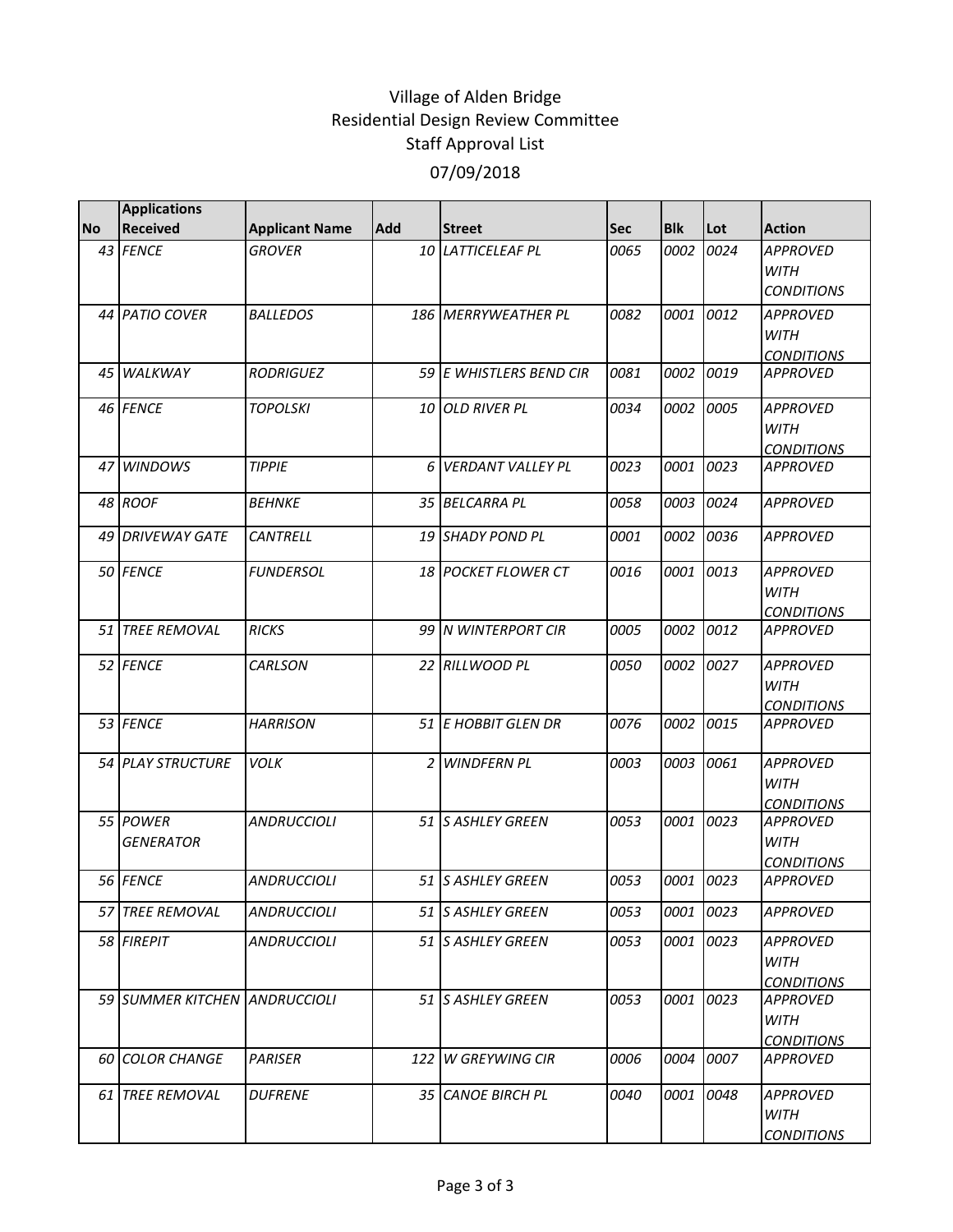# Village of Alden Bridge
## Residential Design Review Committee
## Staff Approval List
## 07/09/2018

| No | Applications Received | Applicant Name | Add | Street | Sec | Blk | Lot | Action |
|---|---|---|---|---|---|---|---|---|
| 43 | FENCE | GROVER | 10 | LATTICELEAF PL | 0065 | 0002 | 0024 | APPROVED WITH CONDITIONS |
| 44 | PATIO COVER | BALLEDOS | 186 | MERRYWEATHER PL | 0082 | 0001 | 0012 | APPROVED WITH CONDITIONS |
| 45 | WALKWAY | RODRIGUEZ | 59 | E WHISTLERS BEND CIR | 0081 | 0002 | 0019 | APPROVED |
| 46 | FENCE | TOPOLSKI | 10 | OLD RIVER PL | 0034 | 0002 | 0005 | APPROVED WITH CONDITIONS |
| 47 | WINDOWS | TIPPIE | 6 | VERDANT VALLEY PL | 0023 | 0001 | 0023 | APPROVED |
| 48 | ROOF | BEHNKE | 35 | BELCARRA PL | 0058 | 0003 | 0024 | APPROVED |
| 49 | DRIVEWAY GATE | CANTRELL | 19 | SHADY POND PL | 0001 | 0002 | 0036 | APPROVED |
| 50 | FENCE | FUNDERSOL | 18 | POCKET FLOWER CT | 0016 | 0001 | 0013 | APPROVED WITH CONDITIONS |
| 51 | TREE REMOVAL | RICKS | 99 | N WINTERPORT CIR | 0005 | 0002 | 0012 | APPROVED |
| 52 | FENCE | CARLSON | 22 | RILLWOOD PL | 0050 | 0002 | 0027 | APPROVED WITH CONDITIONS |
| 53 | FENCE | HARRISON | 51 | E HOBBIT GLEN DR | 0076 | 0002 | 0015 | APPROVED |
| 54 | PLAY STRUCTURE | VOLK | 2 | WINDFERN PL | 0003 | 0003 | 0061 | APPROVED WITH CONDITIONS |
| 55 | POWER GENERATOR | ANDRUCCIOLI | 51 | S ASHLEY GREEN | 0053 | 0001 | 0023 | APPROVED WITH CONDITIONS |
| 56 | FENCE | ANDRUCCIOLI | 51 | S ASHLEY GREEN | 0053 | 0001 | 0023 | APPROVED |
| 57 | TREE REMOVAL | ANDRUCCIOLI | 51 | S ASHLEY GREEN | 0053 | 0001 | 0023 | APPROVED |
| 58 | FIREPIT | ANDRUCCIOLI | 51 | S ASHLEY GREEN | 0053 | 0001 | 0023 | APPROVED WITH CONDITIONS |
| 59 | SUMMER KITCHEN | ANDRUCCIOLI | 51 | S ASHLEY GREEN | 0053 | 0001 | 0023 | APPROVED WITH CONDITIONS |
| 60 | COLOR CHANGE | PARISER | 122 | W GREYWING CIR | 0006 | 0004 | 0007 | APPROVED |
| 61 | TREE REMOVAL | DUFRENE | 35 | CANOE BIRCH PL | 0040 | 0001 | 0048 | APPROVED WITH CONDITIONS |